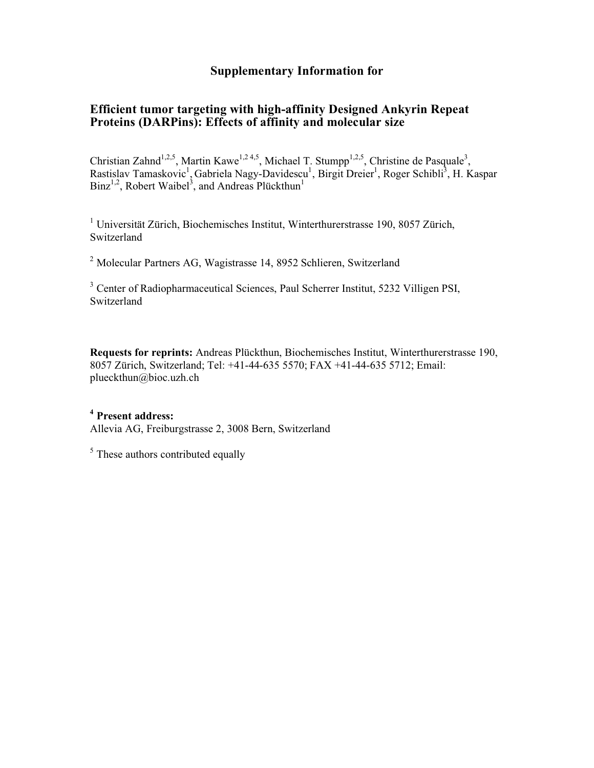# Supplementary Information for

## Efficient tumor targeting with high-affinity Designed Ankyrin Repeat Proteins (DARPins): Effects of affinity and molecular size

Christian Zahnd[1,2,5], Martin Kawe[1,2 4,5], Michael T. Stumpp[1,2,5], Christine de Pasquale[3], Rastislav Tamaskovic[1], Gabriela Nagy-Davidescu[1], Birgit Dreier[1], Roger Schibli[3], H. Kaspar Binz[1,2], Robert Waibel[3], and Andreas Plückthun[1]

[1] Universität Zürich, Biochemisches Institut, Winterthurerstrasse 190, 8057 Zürich, Switzerland

[2] Molecular Partners AG, Wagistrasse 14, 8952 Schlieren, Switzerland

[3] Center of Radiopharmaceutical Sciences, Paul Scherrer Institut, 5232 Villigen PSI, Switzerland

**Requests for reprints:** Andreas Plückthun, Biochemisches Institut, Winterthurerstrasse 190, 8057 Zürich, Switzerland; Tel: +41-44-635 5570; FAX +41-44-635 5712; Email: plueckthun@bioc.uzh.ch

**[4] Present address:**
Allevia AG, Freiburgstrasse 2, 3008 Bern, Switzerland

[5] These authors contributed equally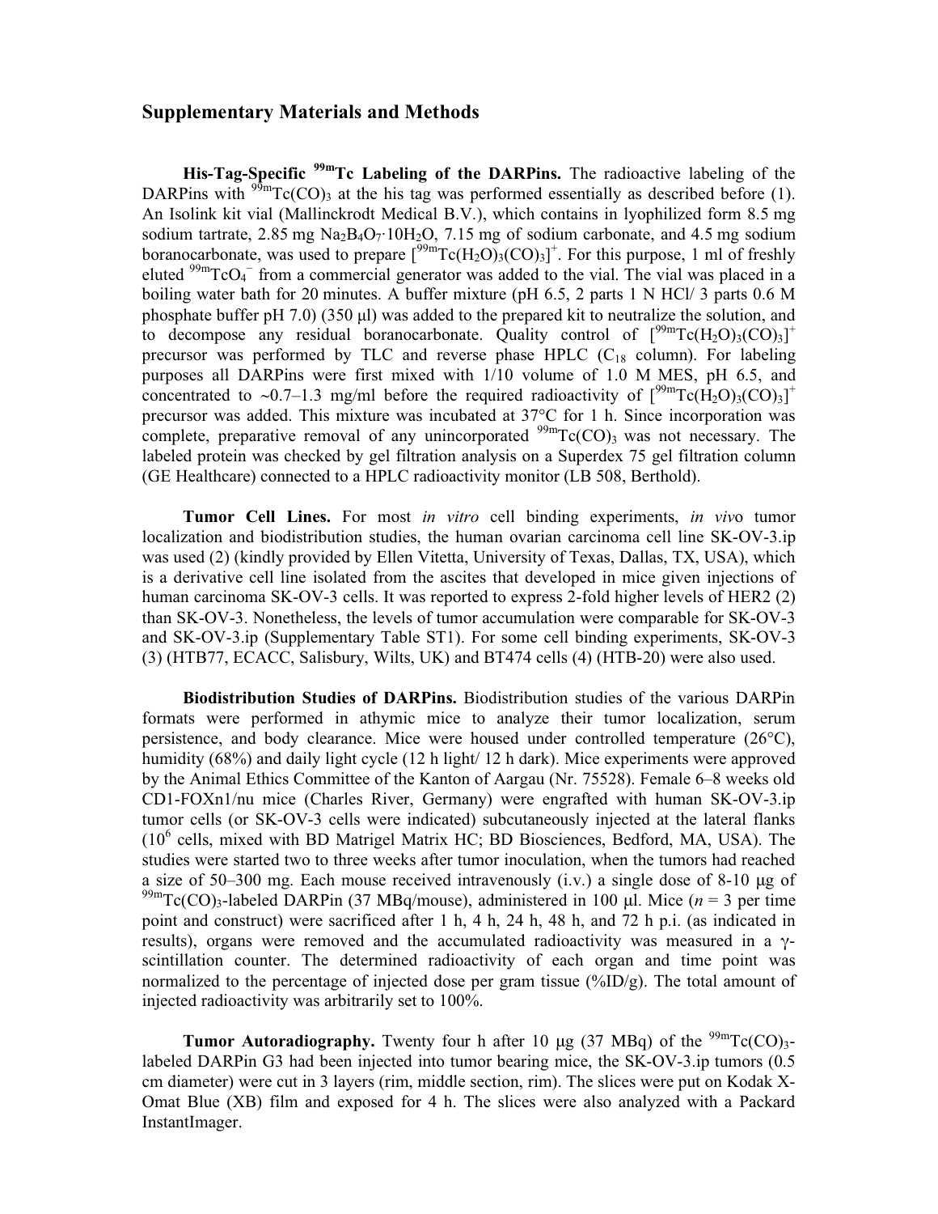## Supplementary Materials and Methods

**His-Tag-Specific $^{99m}$Tc Labeling of the DARPins.** The radioactive labeling of the DARPins with $^{99m}Tc(CO)_3$ at the his tag was performed essentially as described before (1). An Isolink kit vial (Mallinckrodt Medical B.V.), which contains in lyophilized form 8.5 mg sodium tartrate, 2.85 mg $Na_2B_4O_7 \cdot 10H_2O$, 7.15 mg of sodium carbonate, and 4.5 mg sodium boranocarbonate, was used to prepare $[^{99m}Tc(H_2O)_3(CO)_3]^+$. For this purpose, 1 ml of freshly eluted $^{99m}TcO_4^-$ from a commercial generator was added to the vial. The vial was placed in a boiling water bath for 20 minutes. A buffer mixture (pH 6.5, 2 parts 1 N HCl/ 3 parts 0.6 M phosphate buffer pH 7.0) (350 µl) was added to the prepared kit to neutralize the solution, and to decompose any residual boranocarbonate. Quality control of $[^{99m}Tc(H_2O)_3(CO)_3]^+$ precursor was performed by TLC and reverse phase HPLC ($C_{18}$ column). For labeling purposes all DARPins were first mixed with 1/10 volume of 1.0 M MES, pH 6.5, and concentrated to ~0.7–1.3 mg/ml before the required radioactivity of $[^{99m}Tc(H_2O)_3(CO)_3]^+$ precursor was added. This mixture was incubated at 37°C for 1 h. Since incorporation was complete, preparative removal of any unincorporated $^{99m}Tc(CO)_3$ was not necessary. The labeled protein was checked by gel filtration analysis on a Superdex 75 gel filtration column (GE Healthcare) connected to a HPLC radioactivity monitor (LB 508, Berthold).

**Tumor Cell Lines.** For most *in vitro* cell binding experiments, *in vivo* tumor localization and biodistribution studies, the human ovarian carcinoma cell line SK-OV-3.ip was used (2) (kindly provided by Ellen Vitetta, University of Texas, Dallas, TX, USA), which is a derivative cell line isolated from the ascites that developed in mice given injections of human carcinoma SK-OV-3 cells. It was reported to express 2-fold higher levels of HER2 (2) than SK-OV-3. Nonetheless, the levels of tumor accumulation were comparable for SK-OV-3 and SK-OV-3.ip (Supplementary Table ST1). For some cell binding experiments, SK-OV-3 (3) (HTB77, ECACC, Salisbury, Wilts, UK) and BT474 cells (4) (HTB-20) were also used.

**Biodistribution Studies of DARPins.** Biodistribution studies of the various DARPin formats were performed in athymic mice to analyze their tumor localization, serum persistence, and body clearance. Mice were housed under controlled temperature (26°C), humidity (68%) and daily light cycle (12 h light/ 12 h dark). Mice experiments were approved by the Animal Ethics Committee of the Kanton of Aargau (Nr. 75528). Female 6–8 weeks old CD1-FOXn1/nu mice (Charles River, Germany) were engrafted with human SK-OV-3.ip tumor cells (or SK-OV-3 cells were indicated) subcutaneously injected at the lateral flanks ($10^6$ cells, mixed with BD Matrigel Matrix HC; BD Biosciences, Bedford, MA, USA). The studies were started two to three weeks after tumor inoculation, when the tumors had reached a size of 50–300 mg. Each mouse received intravenously (i.v.) a single dose of 8-10 µg of $^{99m}Tc(CO)_3$-labeled DARPin (37 MBq/mouse), administered in 100 µl. Mice ($n$ = 3 per time point and construct) were sacrificed after 1 h, 4 h, 24 h, 48 h, and 72 h p.i. (as indicated in results), organs were removed and the accumulated radioactivity was measured in a γ-scintillation counter. The determined radioactivity of each organ and time point was normalized to the percentage of injected dose per gram tissue (%ID/g). The total amount of injected radioactivity was arbitrarily set to 100%.

**Tumor Autoradiography.** Twenty four h after 10 µg (37 MBq) of the $^{99m}Tc(CO)_3$-labeled DARPin G3 had been injected into tumor bearing mice, the SK-OV-3.ip tumors (0.5 cm diameter) were cut in 3 layers (rim, middle section, rim). The slices were put on Kodak X-Omat Blue (XB) film and exposed for 4 h. The slices were also analyzed with a Packard InstantImager.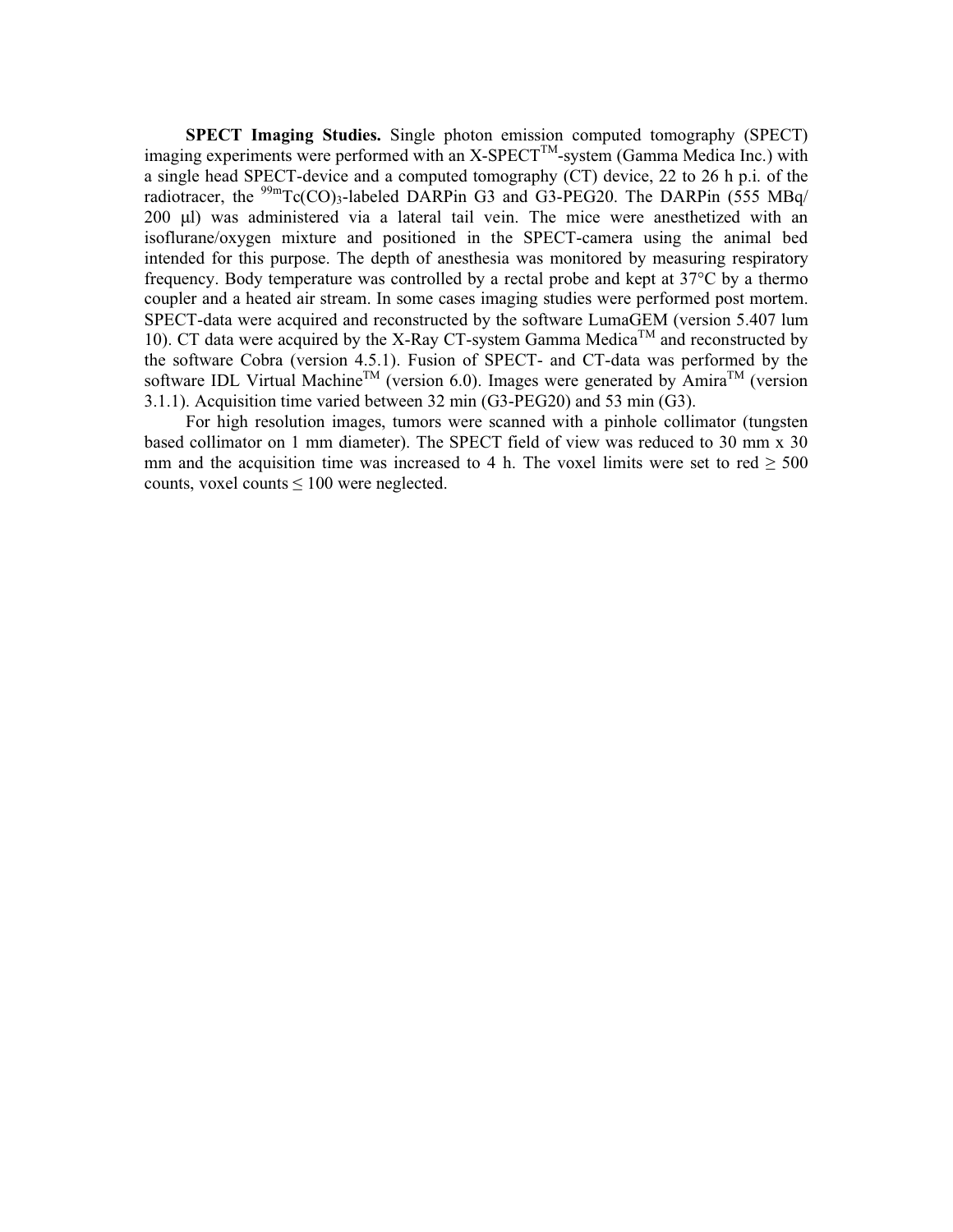**SPECT Imaging Studies.** Single photon emission computed tomography (SPECT) imaging experiments were performed with an X-SPECT$^{TM}$-system (Gamma Medica Inc.) with a single head SPECT-device and a computed tomography (CT) device, 22 to 26 h p.i. of the radiotracer, the $^{99m}Tc(CO)_3$-labeled DARPin G3 and G3-PEG20. The DARPin (555 MBq/ 200 µl) was administered via a lateral tail vein. The mice were anesthetized with an isoflurane/oxygen mixture and positioned in the SPECT-camera using the animal bed intended for this purpose. The depth of anesthesia was monitored by measuring respiratory frequency. Body temperature was controlled by a rectal probe and kept at 37°C by a thermo coupler and a heated air stream. In some cases imaging studies were performed post mortem. SPECT-data were acquired and reconstructed by the software LumaGEM (version 5.407 lum 10). CT data were acquired by the X-Ray CT-system Gamma Medica$^{TM}$ and reconstructed by the software Cobra (version 4.5.1). Fusion of SPECT- and CT-data was performed by the software IDL Virtual Machine$^{TM}$ (version 6.0). Images were generated by Amira$^{TM}$ (version 3.1.1). Acquisition time varied between 32 min (G3-PEG20) and 53 min (G3).

For high resolution images, tumors were scanned with a pinhole collimator (tungsten based collimator on 1 mm diameter). The SPECT field of view was reduced to 30 mm x 30 mm and the acquisition time was increased to 4 h. The voxel limits were set to red $\geq$ 500 counts, voxel counts $\leq$ 100 were neglected.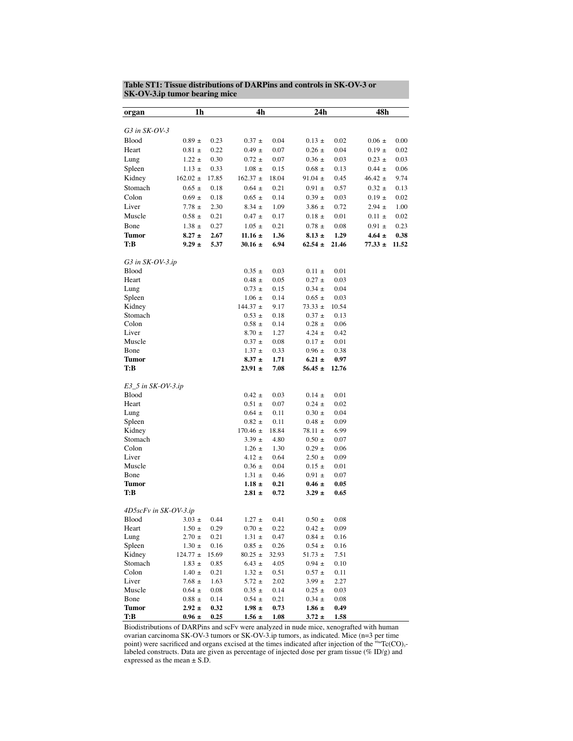**Table ST1: Tissue distributions of DARPins and controls in SK-OV-3 or SK-OV-3.ip tumor bearing mice**

| organ | 1h | 4h | 24h | 48h |
|---|---|---|---|---|
| *G3 in SK-OV-3* | | | | |
| Blood | 0.89 ± 0.23 | 0.37 ± 0.04 | 0.13 ± 0.02 | 0.06 ± 0.00 |
| Heart | 0.81 ± 0.22 | 0.49 ± 0.07 | 0.26 ± 0.04 | 0.19 ± 0.02 |
| Lung | 1.22 ± 0.30 | 0.72 ± 0.07 | 0.36 ± 0.03 | 0.23 ± 0.03 |
| Spleen | 1.13 ± 0.33 | 1.08 ± 0.15 | 0.68 ± 0.13 | 0.44 ± 0.06 |
| Kidney | 162.02 ± 17.85 | 162.37 ± 18.04 | 91.04 ± 0.45 | 46.42 ± 9.74 |
| Stomach | 0.65 ± 0.18 | 0.64 ± 0.21 | 0.91 ± 0.57 | 0.32 ± 0.13 |
| Colon | 0.69 ± 0.18 | 0.65 ± 0.14 | 0.39 ± 0.03 | 0.19 ± 0.02 |
| Liver | 7.78 ± 2.30 | 8.34 ± 1.09 | 3.86 ± 0.72 | 2.94 ± 1.00 |
| Muscle | 0.58 ± 0.21 | 0.47 ± 0.17 | 0.18 ± 0.01 | 0.11 ± 0.02 |
| Bone | 1.38 ± 0.27 | 1.05 ± 0.21 | 0.78 ± 0.08 | 0.91 ± 0.23 |
| **Tumor** | **8.27 ± 2.67** | **11.16 ± 1.36** | **8.13 ± 1.29** | **4.64 ± 0.38** |
| **T:B** | **9.29 ± 5.37** | **30.16 ± 6.94** | **62.54 ± 21.46** | **77.33 ± 11.52** |
| *G3 in SK-OV-3.ip* | | | | |
| Blood | | 0.35 ± 0.03 | 0.11 ± 0.01 | |
| Heart | | 0.48 ± 0.05 | 0.27 ± 0.03 | |
| Lung | | 0.73 ± 0.15 | 0.34 ± 0.04 | |
| Spleen | | 1.06 ± 0.14 | 0.65 ± 0.03 | |
| Kidney | | 144.37 ± 9.17 | 73.33 ± 10.54 | |
| Stomach | | 0.53 ± 0.18 | 0.37 ± 0.13 | |
| Colon | | 0.58 ± 0.14 | 0.28 ± 0.06 | |
| Liver | | 8.70 ± 1.27 | 4.24 ± 0.42 | |
| Muscle | | 0.37 ± 0.08 | 0.17 ± 0.01 | |
| Bone | | 1.37 ± 0.33 | 0.96 ± 0.38 | |
| **Tumor** | | **8.37 ± 1.71** | **6.21 ± 0.97** | |
| **T:B** | | **23.91 ± 7.08** | **56.45 ± 12.76** | |
| *E3_5 in SK-OV-3.ip* | | | | |
| Blood | | 0.42 ± 0.03 | 0.14 ± 0.01 | |
| Heart | | 0.51 ± 0.07 | 0.24 ± 0.02 | |
| Lung | | 0.64 ± 0.11 | 0.30 ± 0.04 | |
| Spleen | | 0.82 ± 0.11 | 0.48 ± 0.09 | |
| Kidney | | 170.46 ± 18.84 | 78.11 ± 6.99 | |
| Stomach | | 3.39 ± 4.80 | 0.50 ± 0.07 | |
| Colon | | 1.26 ± 1.30 | 0.29 ± 0.06 | |
| Liver | | 4.12 ± 0.64 | 2.50 ± 0.09 | |
| Muscle | | 0.36 ± 0.04 | 0.15 ± 0.01 | |
| Bone | | 1.31 ± 0.46 | 0.91 ± 0.07 | |
| **Tumor** | | **1.18 ± 0.21** | **0.46 ± 0.05** | |
| **T:B** | | **2.81 ± 0.72** | **3.29 ± 0.65** | |
| *4D5scFv in SK-OV-3.ip* | | | | |
| Blood | 3.03 ± 0.44 | 1.27 ± 0.41 | 0.50 ± 0.08 | |
| Heart | 1.50 ± 0.29 | 0.70 ± 0.22 | 0.42 ± 0.09 | |
| Lung | 2.70 ± 0.21 | 1.31 ± 0.47 | 0.84 ± 0.16 | |
| Spleen | 1.30 ± 0.16 | 0.85 ± 0.26 | 0.54 ± 0.16 | |
| Kidney | 124.77 ± 15.69 | 80.25 ± 32.93 | 51.73 ± 7.51 | |
| Stomach | 1.83 ± 0.85 | 6.43 ± 4.05 | 0.94 ± 0.10 | |
| Colon | 1.40 ± 0.21 | 1.32 ± 0.51 | 0.57 ± 0.11 | |
| Liver | 7.68 ± 1.63 | 5.72 ± 2.02 | 3.99 ± 2.27 | |
| Muscle | 0.64 ± 0.08 | 0.35 ± 0.14 | 0.25 ± 0.03 | |
| Bone | 0.88 ± 0.14 | 0.54 ± 0.21 | 0.34 ± 0.08 | |
| **Tumor** | **2.92 ± 0.32** | **1.98 ± 0.73** | **1.86 ± 0.49** | |
| **T:B** | **0.96 ± 0.25** | **1.56 ± 1.08** | **3.72 ± 1.58** | |

Biodistributions of DARPins and scFv were analyzed in nude mice, xenografted with human ovarian carcinoma SK-OV-3 tumors or SK-OV-3.ip tumors, as indicated. Mice (n=3 per time point) were sacrificed and organs excised at the times indicated after injection of the $^{99m}Tc(CO)_3$-labeled constructs. Data are given as percentage of injected dose per gram tissue (% ID/g) and expressed as the mean ± S.D.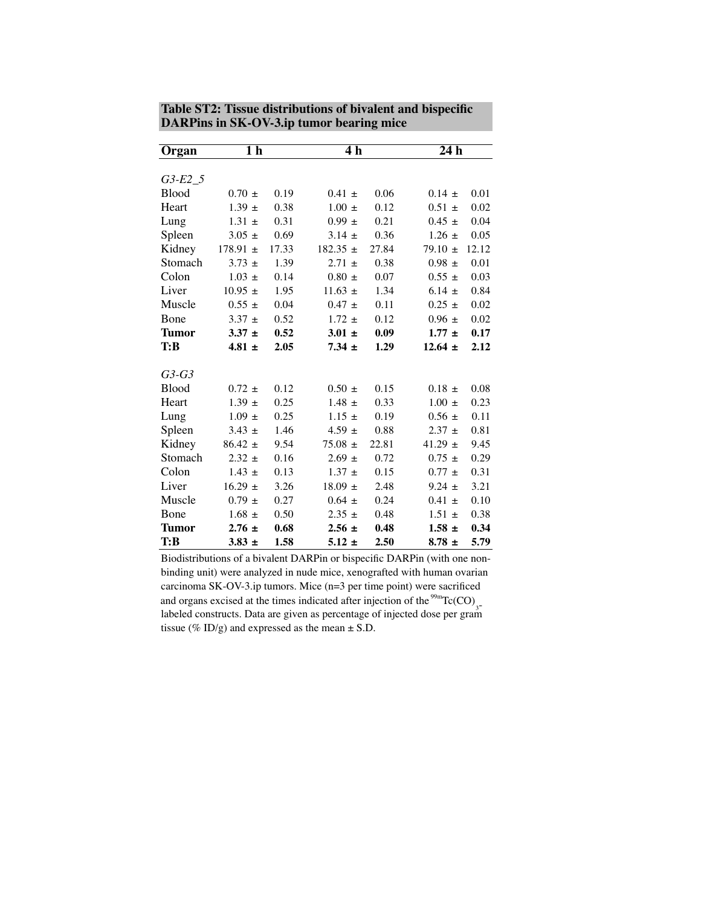**Table ST2: Tissue distributions of bivalent and bispecific DARPins in SK-OV-3.ip tumor bearing mice**

| Organ | 1 h | 4 h | 24 h |
|---|---|---|---|
| *G3-E2_5* | | | |
| Blood | 0.70 ± 0.19 | 0.41 ± 0.06 | 0.14 ± 0.01 |
| Heart | 1.39 ± 0.38 | 1.00 ± 0.12 | 0.51 ± 0.02 |
| Lung | 1.31 ± 0.31 | 0.99 ± 0.21 | 0.45 ± 0.04 |
| Spleen | 3.05 ± 0.69 | 3.14 ± 0.36 | 1.26 ± 0.05 |
| Kidney | 178.91 ± 17.33 | 182.35 ± 27.84 | 79.10 ± 12.12 |
| Stomach | 3.73 ± 1.39 | 2.71 ± 0.38 | 0.98 ± 0.01 |
| Colon | 1.03 ± 0.14 | 0.80 ± 0.07 | 0.55 ± 0.03 |
| Liver | 10.95 ± 1.95 | 11.63 ± 1.34 | 6.14 ± 0.84 |
| Muscle | 0.55 ± 0.04 | 0.47 ± 0.11 | 0.25 ± 0.02 |
| Bone | 3.37 ± 0.52 | 1.72 ± 0.12 | 0.96 ± 0.02 |
| **Tumor** | **3.37 ± 0.52** | **3.01 ± 0.09** | **1.77 ± 0.17** |
| **T:B** | **4.81 ± 2.05** | **7.34 ± 1.29** | **12.64 ± 2.12** |
| *G3-G3* | | | |
| Blood | 0.72 ± 0.12 | 0.50 ± 0.15 | 0.18 ± 0.08 |
| Heart | 1.39 ± 0.25 | 1.48 ± 0.33 | 1.00 ± 0.23 |
| Lung | 1.09 ± 0.25 | 1.15 ± 0.19 | 0.56 ± 0.11 |
| Spleen | 3.43 ± 1.46 | 4.59 ± 0.88 | 2.37 ± 0.81 |
| Kidney | 86.42 ± 9.54 | 75.08 ± 22.81 | 41.29 ± 9.45 |
| Stomach | 2.32 ± 0.16 | 2.69 ± 0.72 | 0.75 ± 0.29 |
| Colon | 1.43 ± 0.13 | 1.37 ± 0.15 | 0.77 ± 0.31 |
| Liver | 16.29 ± 3.26 | 18.09 ± 2.48 | 9.24 ± 3.21 |
| Muscle | 0.79 ± 0.27 | 0.64 ± 0.24 | 0.41 ± 0.10 |
| Bone | 1.68 ± 0.50 | 2.35 ± 0.48 | 1.51 ± 0.38 |
| **Tumor** | **2.76 ± 0.68** | **2.56 ± 0.48** | **1.58 ± 0.34** |
| **T:B** | **3.83 ± 1.58** | **5.12 ± 2.50** | **8.78 ± 5.79** |

Biodistributions of a bivalent DARPin or bispecific DARPin (with one non-binding unit) were analyzed in nude mice, xenografted with human ovarian carcinoma SK-OV-3.ip tumors. Mice (n=3 per time point) were sacrificed and organs excised at the times indicated after injection of the $^{99m}Tc(CO)_3$-labeled constructs. Data are given as percentage of injected dose per gram tissue (% ID/g) and expressed as the mean ± S.D.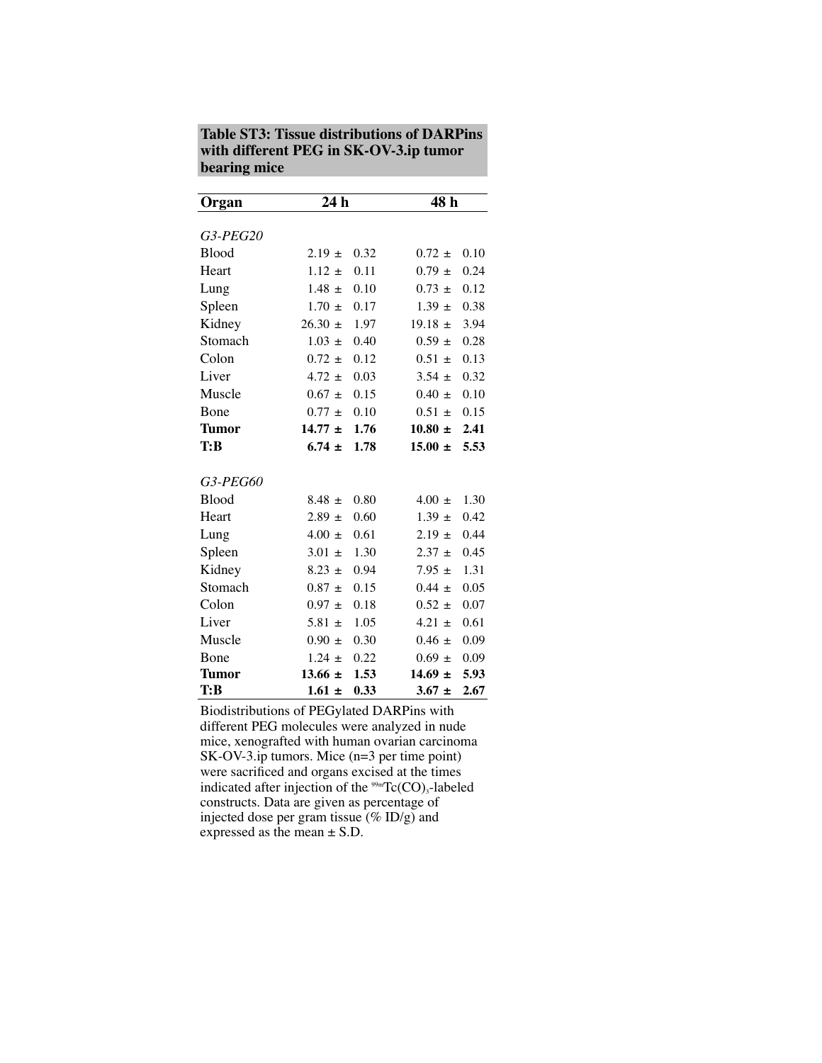**Table ST3: Tissue distributions of DARPins with different PEG in SK-OV-3.ip tumor bearing mice**

| Organ | 24 h | 48 h |
|---|---|---|
| *G3-PEG20* | | |
| Blood | 2.19 ± 0.32 | 0.72 ± 0.10 |
| Heart | 1.12 ± 0.11 | 0.79 ± 0.24 |
| Lung | 1.48 ± 0.10 | 0.73 ± 0.12 |
| Spleen | 1.70 ± 0.17 | 1.39 ± 0.38 |
| Kidney | 26.30 ± 1.97 | 19.18 ± 3.94 |
| Stomach | 1.03 ± 0.40 | 0.59 ± 0.28 |
| Colon | 0.72 ± 0.12 | 0.51 ± 0.13 |
| Liver | 4.72 ± 0.03 | 3.54 ± 0.32 |
| Muscle | 0.67 ± 0.15 | 0.40 ± 0.10 |
| Bone | 0.77 ± 0.10 | 0.51 ± 0.15 |
| **Tumor** | **14.77 ± 1.76** | **10.80 ± 2.41** |
| **T:B** | **6.74 ± 1.78** | **15.00 ± 5.53** |
| *G3-PEG60* | | |
| Blood | 8.48 ± 0.80 | 4.00 ± 1.30 |
| Heart | 2.89 ± 0.60 | 1.39 ± 0.42 |
| Lung | 4.00 ± 0.61 | 2.19 ± 0.44 |
| Spleen | 3.01 ± 1.30 | 2.37 ± 0.45 |
| Kidney | 8.23 ± 0.94 | 7.95 ± 1.31 |
| Stomach | 0.87 ± 0.15 | 0.44 ± 0.05 |
| Colon | 0.97 ± 0.18 | 0.52 ± 0.07 |
| Liver | 5.81 ± 1.05 | 4.21 ± 0.61 |
| Muscle | 0.90 ± 0.30 | 0.46 ± 0.09 |
| Bone | 1.24 ± 0.22 | 0.69 ± 0.09 |
| **Tumor** | **13.66 ± 1.53** | **14.69 ± 5.93** |
| **T:B** | **1.61 ± 0.33** | **3.67 ± 2.67** |

Biodistributions of PEGylated DARPins with different PEG molecules were analyzed in nude mice, xenografted with human ovarian carcinoma SK-OV-3.ip tumors. Mice (n=3 per time point) were sacrificed and organs excised at the times indicated after injection of the $^{99m}Tc(CO)_3$-labeled constructs. Data are given as percentage of injected dose per gram tissue (% ID/g) and expressed as the mean ± S.D.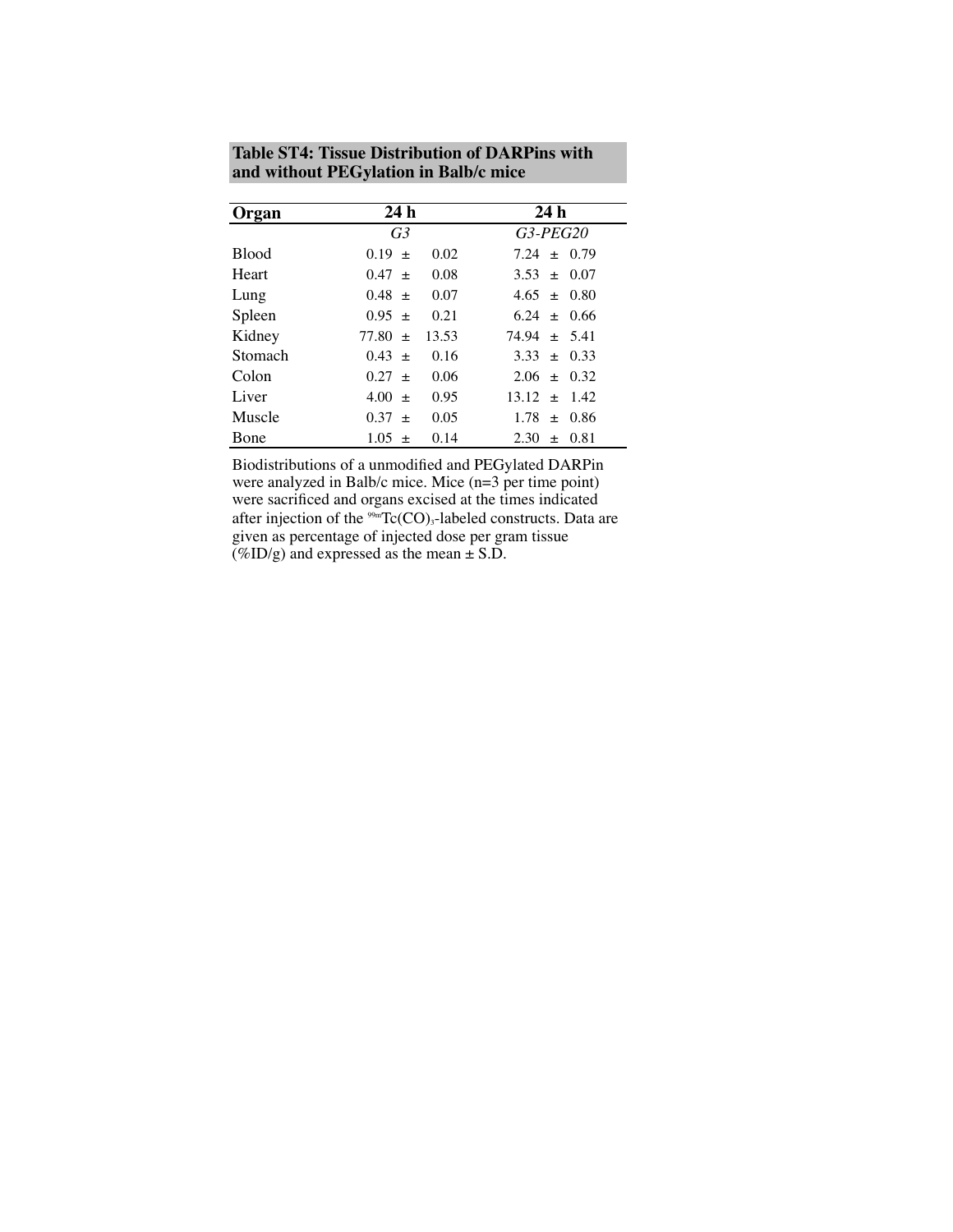**Table ST4: Tissue Distribution of DARPins with and without PEGylation in Balb/c mice**

| Organ | 24 h | 24 h |
|---|---|---|
| | *G3* | *G3-PEG20* |
| Blood | 0.19 ± 0.02 | 7.24 ± 0.79 |
| Heart | 0.47 ± 0.08 | 3.53 ± 0.07 |
| Lung | 0.48 ± 0.07 | 4.65 ± 0.80 |
| Spleen | 0.95 ± 0.21 | 6.24 ± 0.66 |
| Kidney | 77.80 ± 13.53 | 74.94 ± 5.41 |
| Stomach | 0.43 ± 0.16 | 3.33 ± 0.33 |
| Colon | 0.27 ± 0.06 | 2.06 ± 0.32 |
| Liver | 4.00 ± 0.95 | 13.12 ± 1.42 |
| Muscle | 0.37 ± 0.05 | 1.78 ± 0.86 |
| Bone | 1.05 ± 0.14 | 2.30 ± 0.81 |

Biodistributions of a unmodified and PEGylated DARPin were analyzed in Balb/c mice. Mice (n=3 per time point) were sacrificed and organs excised at the times indicated after injection of the $^{99m}Tc(CO)_3$-labeled constructs. Data are given as percentage of injected dose per gram tissue (%ID/g) and expressed as the mean ± S.D.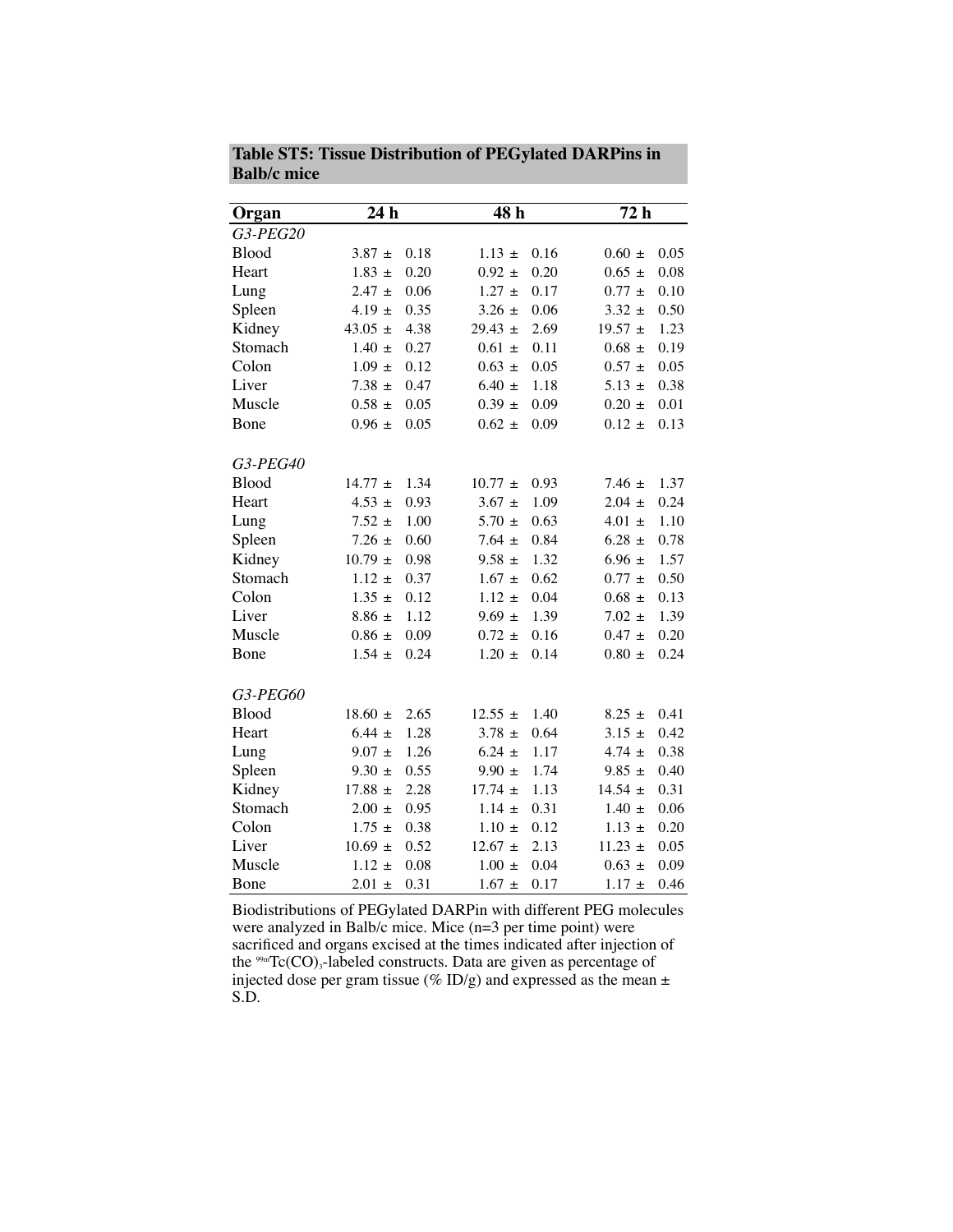**Table ST5: Tissue Distribution of PEGylated DARPins in Balb/c mice**

| Organ | 24 h | 48 h | 72 h |
|---|---|---|---|
| *G3-PEG20* | | | |
| Blood | 3.87 ± 0.18 | 1.13 ± 0.16 | 0.60 ± 0.05 |
| Heart | 1.83 ± 0.20 | 0.92 ± 0.20 | 0.65 ± 0.08 |
| Lung | 2.47 ± 0.06 | 1.27 ± 0.17 | 0.77 ± 0.10 |
| Spleen | 4.19 ± 0.35 | 3.26 ± 0.06 | 3.32 ± 0.50 |
| Kidney | 43.05 ± 4.38 | 29.43 ± 2.69 | 19.57 ± 1.23 |
| Stomach | 1.40 ± 0.27 | 0.61 ± 0.11 | 0.68 ± 0.19 |
| Colon | 1.09 ± 0.12 | 0.63 ± 0.05 | 0.57 ± 0.05 |
| Liver | 7.38 ± 0.47 | 6.40 ± 1.18 | 5.13 ± 0.38 |
| Muscle | 0.58 ± 0.05 | 0.39 ± 0.09 | 0.20 ± 0.01 |
| Bone | 0.96 ± 0.05 | 0.62 ± 0.09 | 0.12 ± 0.13 |
| *G3-PEG40* | | | |
| Blood | 14.77 ± 1.34 | 10.77 ± 0.93 | 7.46 ± 1.37 |
| Heart | 4.53 ± 0.93 | 3.67 ± 1.09 | 2.04 ± 0.24 |
| Lung | 7.52 ± 1.00 | 5.70 ± 0.63 | 4.01 ± 1.10 |
| Spleen | 7.26 ± 0.60 | 7.64 ± 0.84 | 6.28 ± 0.78 |
| Kidney | 10.79 ± 0.98 | 9.58 ± 1.32 | 6.96 ± 1.57 |
| Stomach | 1.12 ± 0.37 | 1.67 ± 0.62 | 0.77 ± 0.50 |
| Colon | 1.35 ± 0.12 | 1.12 ± 0.04 | 0.68 ± 0.13 |
| Liver | 8.86 ± 1.12 | 9.69 ± 1.39 | 7.02 ± 1.39 |
| Muscle | 0.86 ± 0.09 | 0.72 ± 0.16 | 0.47 ± 0.20 |
| Bone | 1.54 ± 0.24 | 1.20 ± 0.14 | 0.80 ± 0.24 |
| *G3-PEG60* | | | |
| Blood | 18.60 ± 2.65 | 12.55 ± 1.40 | 8.25 ± 0.41 |
| Heart | 6.44 ± 1.28 | 3.78 ± 0.64 | 3.15 ± 0.42 |
| Lung | 9.07 ± 1.26 | 6.24 ± 1.17 | 4.74 ± 0.38 |
| Spleen | 9.30 ± 0.55 | 9.90 ± 1.74 | 9.85 ± 0.40 |
| Kidney | 17.88 ± 2.28 | 17.74 ± 1.13 | 14.54 ± 0.31 |
| Stomach | 2.00 ± 0.95 | 1.14 ± 0.31 | 1.40 ± 0.06 |
| Colon | 1.75 ± 0.38 | 1.10 ± 0.12 | 1.13 ± 0.20 |
| Liver | 10.69 ± 0.52 | 12.67 ± 2.13 | 11.23 ± 0.05 |
| Muscle | 1.12 ± 0.08 | 1.00 ± 0.04 | 0.63 ± 0.09 |
| Bone | 2.01 ± 0.31 | 1.67 ± 0.17 | 1.17 ± 0.46 |

Biodistributions of PEGylated DARPin with different PEG molecules were analyzed in Balb/c mice. Mice (n=3 per time point) were sacrificed and organs excised at the times indicated after injection of the $^{99m}Tc(CO)_3$-labeled constructs. Data are given as percentage of injected dose per gram tissue (% ID/g) and expressed as the mean ± S.D.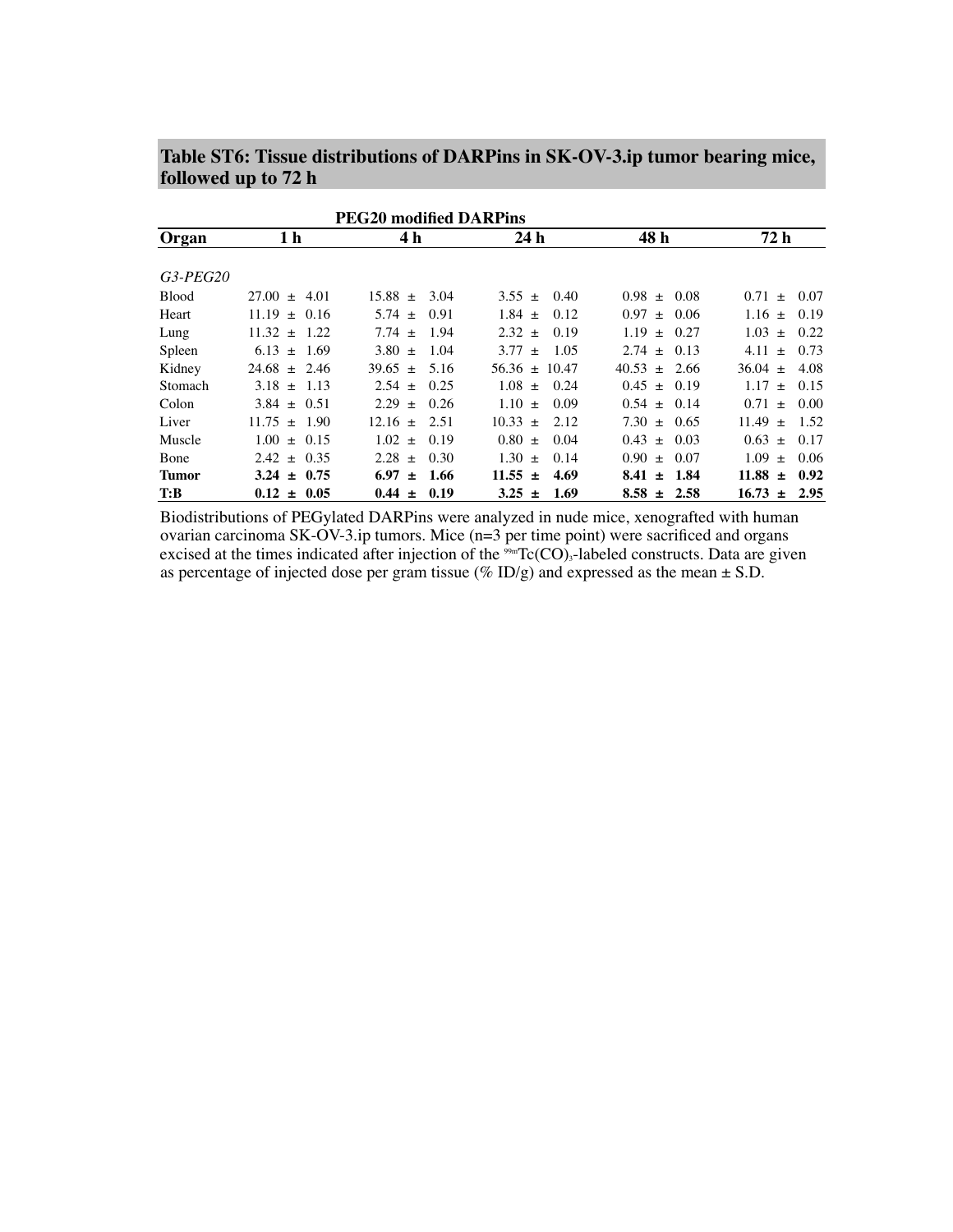## Table ST6: Tissue distributions of DARPins in SK-OV-3.ip tumor bearing mice, followed up to 72 h

| | PEG20 modified DARPins | | | | |
|---|---|---|---|---|---|
| **Organ** | **1 h** | **4 h** | **24 h** | **48 h** | **72 h** |
| *G3-PEG20* | | | | | |
| Blood | 27.00 ± 4.01 | 15.88 ± 3.04 | 3.55 ± 0.40 | 0.98 ± 0.08 | 0.71 ± 0.07 |
| Heart | 11.19 ± 0.16 | 5.74 ± 0.91 | 1.84 ± 0.12 | 0.97 ± 0.06 | 1.16 ± 0.19 |
| Lung | 11.32 ± 1.22 | 7.74 ± 1.94 | 2.32 ± 0.19 | 1.19 ± 0.27 | 1.03 ± 0.22 |
| Spleen | 6.13 ± 1.69 | 3.80 ± 1.04 | 3.77 ± 1.05 | 2.74 ± 0.13 | 4.11 ± 0.73 |
| Kidney | 24.68 ± 2.46 | 39.65 ± 5.16 | 56.36 ± 10.47 | 40.53 ± 2.66 | 36.04 ± 4.08 |
| Stomach | 3.18 ± 1.13 | 2.54 ± 0.25 | 1.08 ± 0.24 | 0.45 ± 0.19 | 1.17 ± 0.15 |
| Colon | 3.84 ± 0.51 | 2.29 ± 0.26 | 1.10 ± 0.09 | 0.54 ± 0.14 | 0.71 ± 0.00 |
| Liver | 11.75 ± 1.90 | 12.16 ± 2.51 | 10.33 ± 2.12 | 7.30 ± 0.65 | 11.49 ± 1.52 |
| Muscle | 1.00 ± 0.15 | 1.02 ± 0.19 | 0.80 ± 0.04 | 0.43 ± 0.03 | 0.63 ± 0.17 |
| Bone | 2.42 ± 0.35 | 2.28 ± 0.30 | 1.30 ± 0.14 | 0.90 ± 0.07 | 1.09 ± 0.06 |
| **Tumor** | **3.24 ± 0.75** | **6.97 ± 1.66** | **11.55 ± 4.69** | **8.41 ± 1.84** | **11.88 ± 0.92** |
| **T:B** | **0.12 ± 0.05** | **0.44 ± 0.19** | **3.25 ± 1.69** | **8.58 ± 2.58** | **16.73 ± 2.95** |

Biodistributions of PEGylated DARPins were analyzed in nude mice, xenografted with human ovarian carcinoma SK-OV-3.ip tumors. Mice (n=3 per time point) were sacrificed and organs excised at the times indicated after injection of the $^{99m}Tc(CO)_3$-labeled constructs. Data are given as percentage of injected dose per gram tissue (% ID/g) and expressed as the mean ± S.D.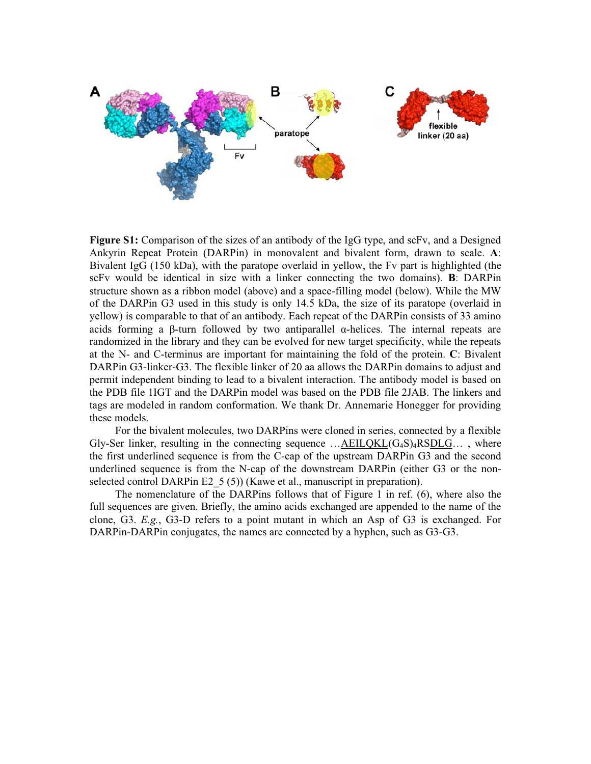**Figure S1:** Comparison of the sizes of an antibody of the IgG type, and scFv, and a Designed Ankyrin Repeat Protein (DARPin) in monovalent and bivalent form, drawn to scale. **A**: Bivalent IgG (150 kDa), with the paratope overlaid in yellow, the Fv part is highlighted (the scFv would be identical in size with a linker connecting the two domains). **B**: DARPin structure shown as a ribbon model (above) and a space-filling model (below). While the MW of the DARPin G3 used in this study is only 14.5 kDa, the size of its paratope (overlaid in yellow) is comparable to that of an antibody. Each repeat of the DARPin consists of 33 amino acids forming a β-turn followed by two antiparallel α-helices. The internal repeats are randomized in the library and they can be evolved for new target specificity, while the repeats at the N- and C-terminus are important for maintaining the fold of the protein. **C**: Bivalent DARPin G3-linker-G3. The flexible linker of 20 aa allows the DARPin domains to adjust and permit independent binding to lead to a bivalent interaction. The antibody model is based on the PDB file 1IGT and the DARPin model was based on the PDB file 2JAB. The linkers and tags are modeled in random conformation. We thank Dr. Annemarie Honegger for providing these models.

For the bivalent molecules, two DARPins were cloned in series, connected by a flexible Gly-Ser linker, resulting in the connecting sequence …AEILQKL$(G_4S)_4$RSDLG… , where the first underlined sequence is from the C-cap of the upstream DARPin G3 and the second underlined sequence is from the N-cap of the downstream DARPin (either G3 or the non-selected control DARPin E2_5 (5)) (Kawe et al., manuscript in preparation).

The nomenclature of the DARPins follows that of Figure 1 in ref. (6), where also the full sequences are given. Briefly, the amino acids exchanged are appended to the name of the clone, G3. *E.g.*, G3-D refers to a point mutant in which an Asp of G3 is exchanged. For DARPin-DARPin conjugates, the names are connected by a hyphen, such as G3-G3.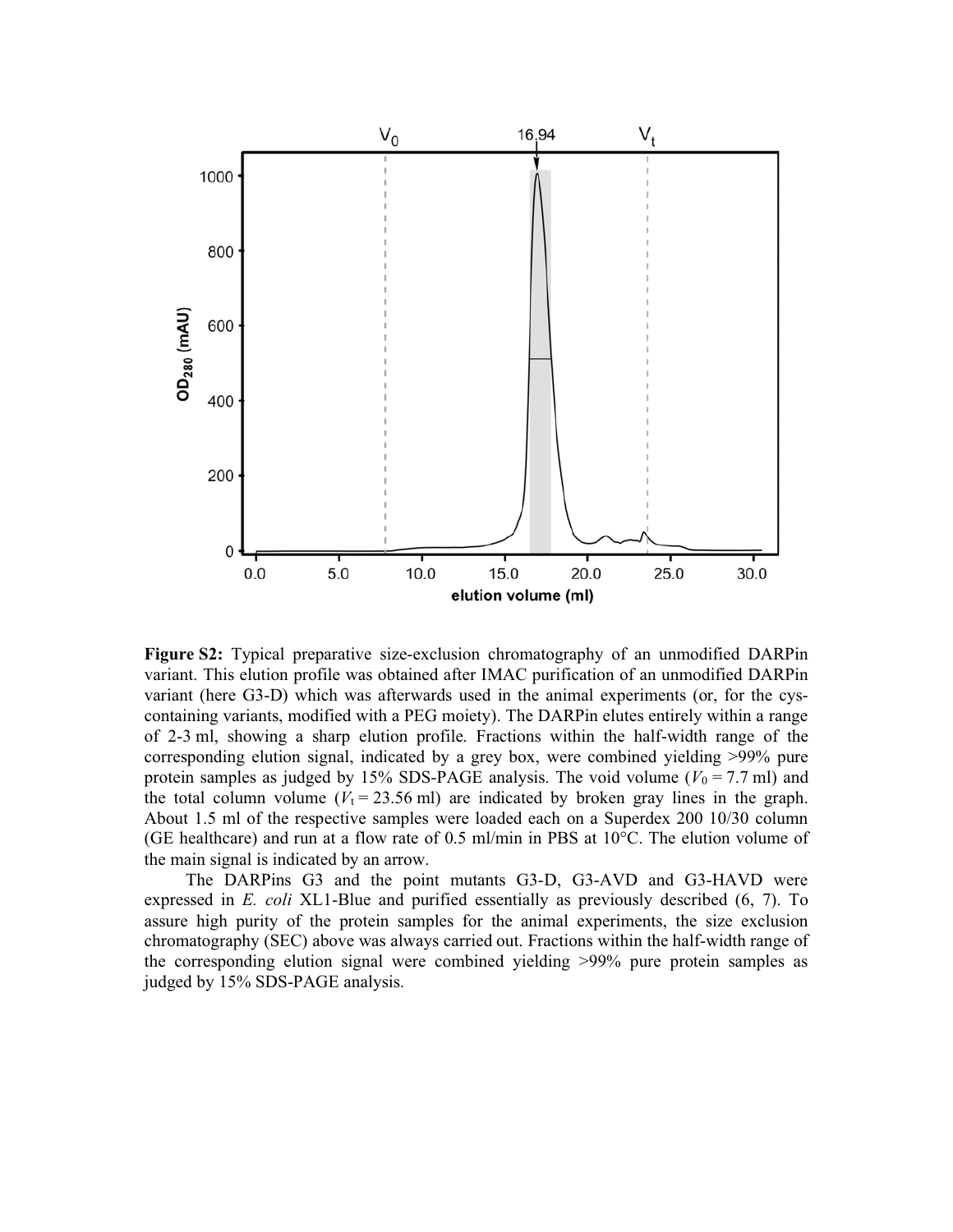**Figure S2:** Typical preparative size-exclusion chromatography of an unmodified DARPin variant. This elution profile was obtained after IMAC purification of an unmodified DARPin variant (here G3-D) which was afterwards used in the animal experiments (or, for the cys-containing variants, modified with a PEG moiety). The DARPin elutes entirely within a range of 2-3 ml, showing a sharp elution profile. Fractions within the half-width range of the corresponding elution signal, indicated by a grey box, were combined yielding >99% pure protein samples as judged by 15% SDS-PAGE analysis. The void volume ($V_0$ = 7.7 ml) and the total column volume ($V_t$ = 23.56 ml) are indicated by broken gray lines in the graph. About 1.5 ml of the respective samples were loaded each on a Superdex 200 10/30 column (GE healthcare) and run at a flow rate of 0.5 ml/min in PBS at 10°C. The elution volume of the main signal is indicated by an arrow.

The DARPins G3 and the point mutants G3-D, G3-AVD and G3-HAVD were expressed in *E. coli* XL1-Blue and purified essentially as previously described (6, 7). To assure high purity of the protein samples for the animal experiments, the size exclusion chromatography (SEC) above was always carried out. Fractions within the half-width range of the corresponding elution signal were combined yielding >99% pure protein samples as judged by 15% SDS-PAGE analysis.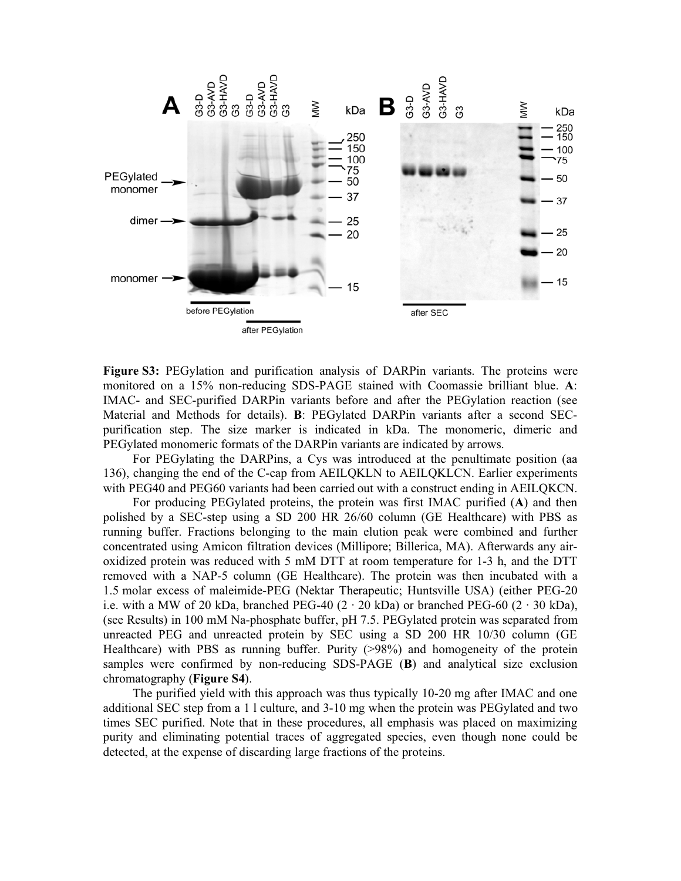**Figure S3:** PEGylation and purification analysis of DARPin variants. The proteins were monitored on a 15% non-reducing SDS-PAGE stained with Coomassie brilliant blue. **A**: IMAC- and SEC-purified DARPin variants before and after the PEGylation reaction (see Material and Methods for details). **B**: PEGylated DARPin variants after a second SEC-purification step. The size marker is indicated in kDa. The monomeric, dimeric and PEGylated monomeric formats of the DARPin variants are indicated by arrows.

For PEGylating the DARPins, a Cys was introduced at the penultimate position (aa 136), changing the end of the C-cap from AEILQKLN to AEILQKLCN. Earlier experiments with PEG40 and PEG60 variants had been carried out with a construct ending in AEILQKCN.

For producing PEGylated proteins, the protein was first IMAC purified (**A**) and then polished by a SEC-step using a SD 200 HR 26/60 column (GE Healthcare) with PBS as running buffer. Fractions belonging to the main elution peak were combined and further concentrated using Amicon filtration devices (Millipore; Billerica, MA). Afterwards any air-oxidized protein was reduced with 5 mM DTT at room temperature for 1-3 h, and the DTT removed with a NAP-5 column (GE Healthcare). The protein was then incubated with a 1.5 molar excess of maleimide-PEG (Nektar Therapeutic; Huntsville USA) (either PEG-20 i.e. with a MW of 20 kDa, branched PEG-40 ($2 \cdot 20$ kDa) or branched PEG-60 ($2 \cdot 30$ kDa), (see Results) in 100 mM Na-phosphate buffer, pH 7.5. PEGylated protein was separated from unreacted PEG and unreacted protein by SEC using a SD 200 HR 10/30 column (GE Healthcare) with PBS as running buffer. Purity (>98%) and homogeneity of the protein samples were confirmed by non-reducing SDS-PAGE (**B**) and analytical size exclusion chromatography (**Figure S4**).

The purified yield with this approach was thus typically 10-20 mg after IMAC and one additional SEC step from a 1 l culture, and 3-10 mg when the protein was PEGylated and two times SEC purified. Note that in these procedures, all emphasis was placed on maximizing purity and eliminating potential traces of aggregated species, even though none could be detected, at the expense of discarding large fractions of the proteins.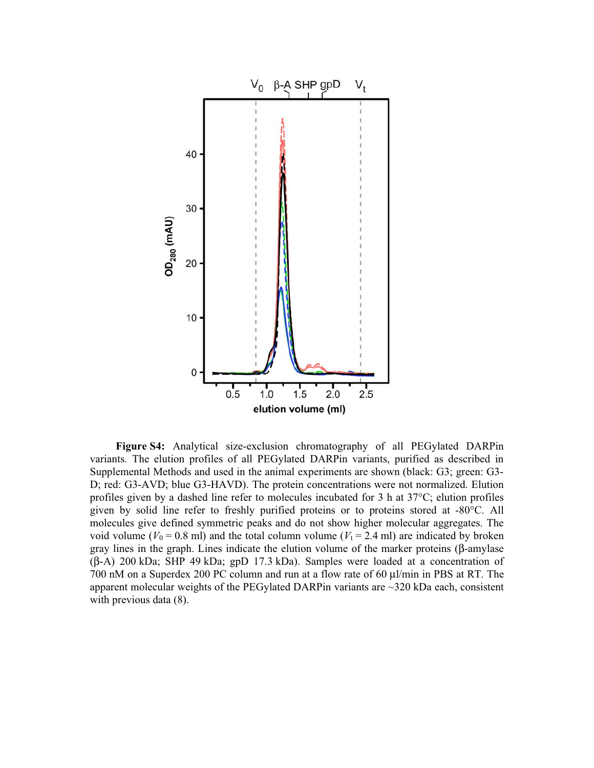**Figure S4:** Analytical size-exclusion chromatography of all PEGylated DARPin variants. The elution profiles of all PEGylated DARPin variants, purified as described in Supplemental Methods and used in the animal experiments are shown (black: G3; green: G3-D; red: G3-AVD; blue G3-HAVD). The protein concentrations were not normalized. Elution profiles given by a dashed line refer to molecules incubated for 3 h at 37°C; elution profiles given by solid line refer to freshly purified proteins or to proteins stored at -80°C. All molecules give defined symmetric peaks and do not show higher molecular aggregates. The void volume ($V_0$ = 0.8 ml) and the total column volume ($V_t$ = 2.4 ml) are indicated by broken gray lines in the graph. Lines indicate the elution volume of the marker proteins (β-amylase (β-A) 200 kDa; SHP 49 kDa; gpD 17.3 kDa). Samples were loaded at a concentration of 700 nM on a Superdex 200 PC column and run at a flow rate of 60 µl/min in PBS at RT. The apparent molecular weights of the PEGylated DARPin variants are ~320 kDa each, consistent with previous data (8).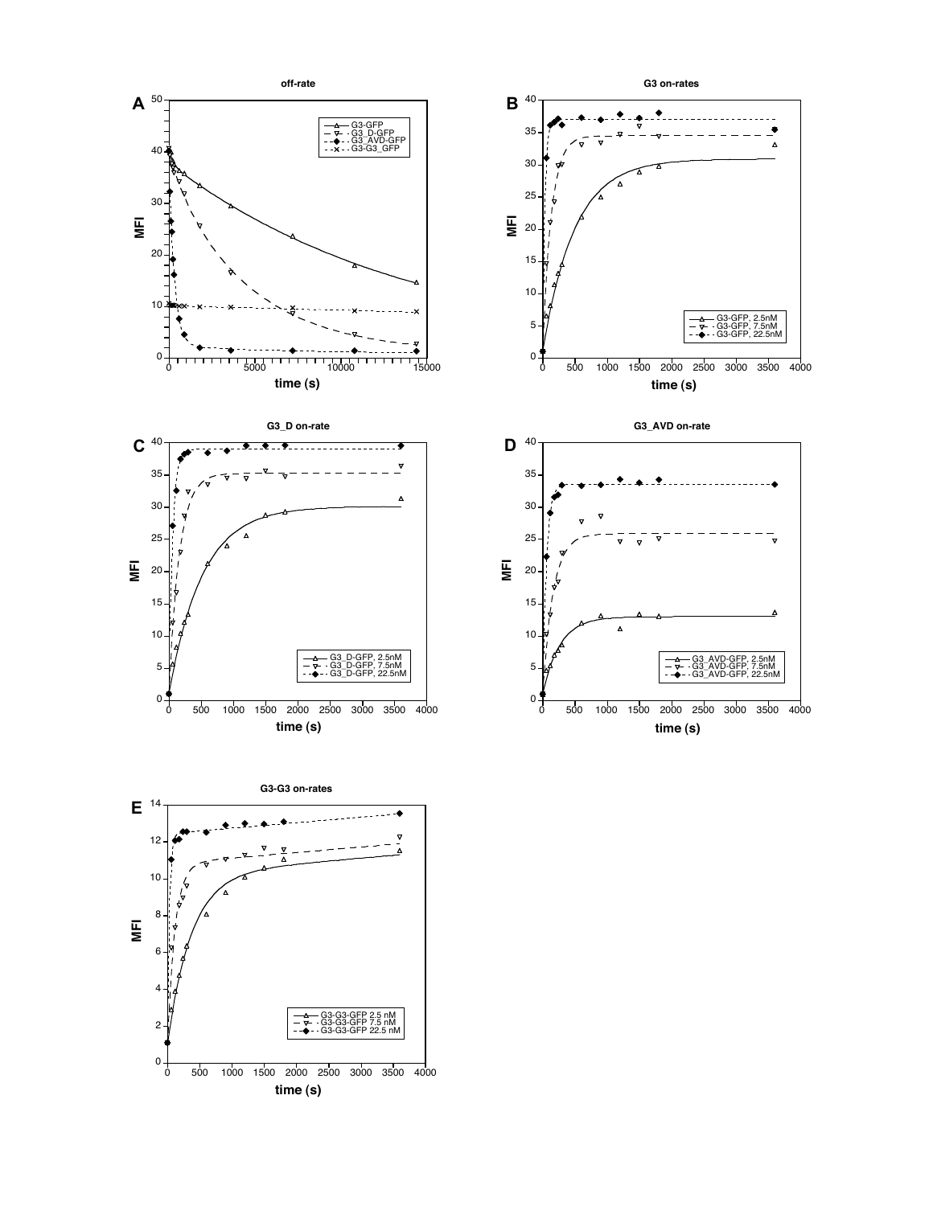**A** off-rate

**B** G3 on-rates

**C** G3_D on-rate

**D** G3_AVD on-rate

**E** G3-G3 on-rates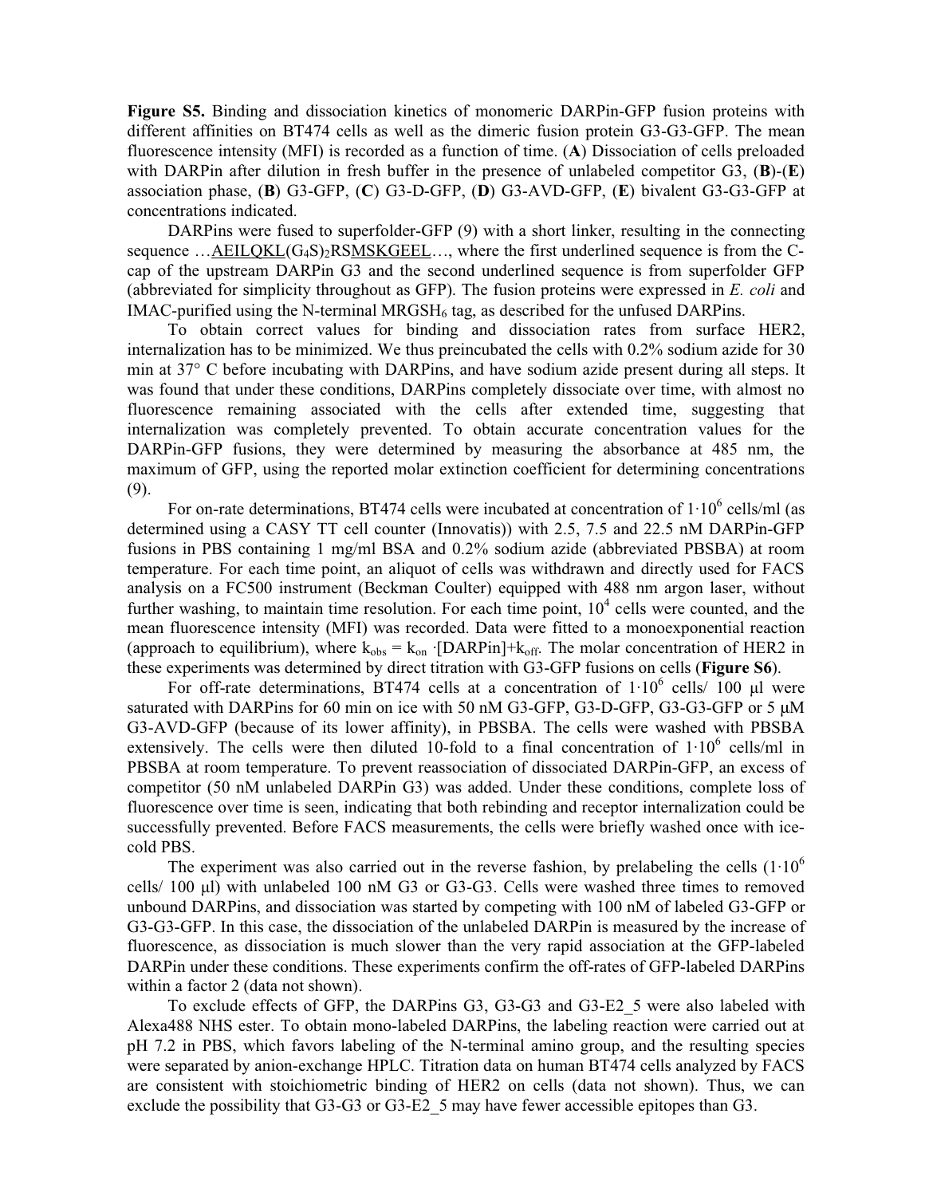**Figure S5.** Binding and dissociation kinetics of monomeric DARPin-GFP fusion proteins with different affinities on BT474 cells as well as the dimeric fusion protein G3-G3-GFP. The mean fluorescence intensity (MFI) is recorded as a function of time. (**A**) Dissociation of cells preloaded with DARPin after dilution in fresh buffer in the presence of unlabeled competitor G3, (**B**)-(**E**) association phase, (**B**) G3-GFP, (**C**) G3-D-GFP, (**D**) G3-AVD-GFP, (**E**) bivalent G3-G3-GFP at concentrations indicated.

DARPins were fused to superfolder-GFP (9) with a short linker, resulting in the connecting sequence …AEILQKL($G_4S$)$_2$RSMSKGEEL…, where the first underlined sequence is from the C-cap of the upstream DARPin G3 and the second underlined sequence is from superfolder GFP (abbreviated for simplicity throughout as GFP). The fusion proteins were expressed in *E. coli* and IMAC-purified using the N-terminal MRGSH$_6$ tag, as described for the unfused DARPins.

To obtain correct values for binding and dissociation rates from surface HER2, internalization has to be minimized. We thus preincubated the cells with 0.2% sodium azide for 30 min at 37° C before incubating with DARPins, and have sodium azide present during all steps. It was found that under these conditions, DARPins completely dissociate over time, with almost no fluorescence remaining associated with the cells after extended time, suggesting that internalization was completely prevented. To obtain accurate concentration values for the DARPin-GFP fusions, they were determined by measuring the absorbance at 485 nm, the maximum of GFP, using the reported molar extinction coefficient for determining concentrations (9).

For on-rate determinations, BT474 cells were incubated at concentration of $1 \cdot 10^6$ cells/ml (as determined using a CASY TT cell counter (Innovatis)) with 2.5, 7.5 and 22.5 nM DARPin-GFP fusions in PBS containing 1 mg/ml BSA and 0.2% sodium azide (abbreviated PBSBA) at room temperature. For each time point, an aliquot of cells was withdrawn and directly used for FACS analysis on a FC500 instrument (Beckman Coulter) equipped with 488 nm argon laser, without further washing, to maintain time resolution. For each time point, $10^4$ cells were counted, and the mean fluorescence intensity (MFI) was recorded. Data were fitted to a monoexponential reaction (approach to equilibrium), where $k_{obs} = k_{on} \cdot [\text{DARPin}] + k_{off}$. The molar concentration of HER2 in these experiments was determined by direct titration with G3-GFP fusions on cells (**Figure S6**).

For off-rate determinations, BT474 cells at a concentration of $1 \cdot 10^6$ cells/ 100 µl were saturated with DARPins for 60 min on ice with 50 nM G3-GFP, G3-D-GFP, G3-G3-GFP or 5 µM G3-AVD-GFP (because of its lower affinity), in PBSBA. The cells were washed with PBSBA extensively. The cells were then diluted 10-fold to a final concentration of $1 \cdot 10^6$ cells/ml in PBSBA at room temperature. To prevent reassociation of dissociated DARPin-GFP, an excess of competitor (50 nM unlabeled DARPin G3) was added. Under these conditions, complete loss of fluorescence over time is seen, indicating that both rebinding and receptor internalization could be successfully prevented. Before FACS measurements, the cells were briefly washed once with ice-cold PBS.

The experiment was also carried out in the reverse fashion, by prelabeling the cells ($1 \cdot 10^6$ cells/ 100 µl) with unlabeled 100 nM G3 or G3-G3. Cells were washed three times to removed unbound DARPins, and dissociation was started by competing with 100 nM of labeled G3-GFP or G3-G3-GFP. In this case, the dissociation of the unlabeled DARPin is measured by the increase of fluorescence, as dissociation is much slower than the very rapid association at the GFP-labeled DARPin under these conditions. These experiments confirm the off-rates of GFP-labeled DARPins within a factor 2 (data not shown).

To exclude effects of GFP, the DARPins G3, G3-G3 and G3-E2_5 were also labeled with Alexa488 NHS ester. To obtain mono-labeled DARPins, the labeling reaction were carried out at pH 7.2 in PBS, which favors labeling of the N-terminal amino group, and the resulting species were separated by anion-exchange HPLC. Titration data on human BT474 cells analyzed by FACS are consistent with stoichiometric binding of HER2 on cells (data not shown). Thus, we can exclude the possibility that G3-G3 or G3-E2_5 may have fewer accessible epitopes than G3.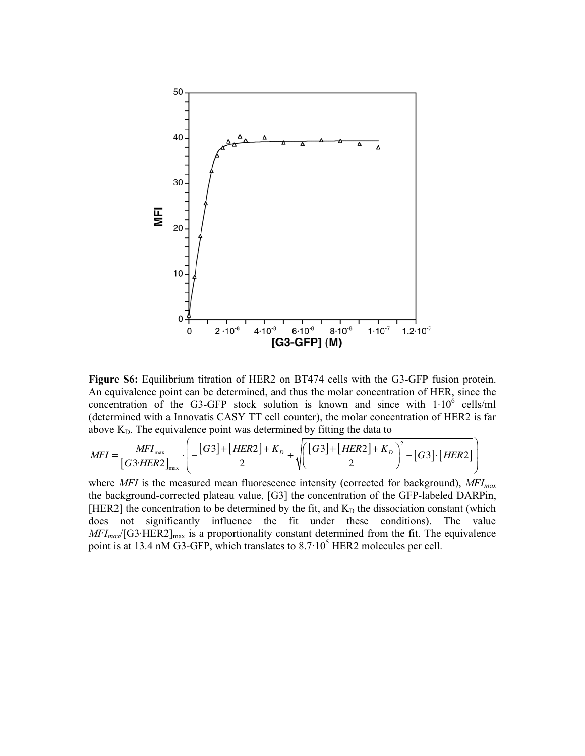**Figure S6:** Equilibrium titration of HER2 on BT474 cells with the G3-GFP fusion protein. An equivalence point can be determined, and thus the molar concentration of HER, since the concentration of the G3-GFP stock solution is known and since with $1\cdot10^6$ cells/ml (determined with a Innovatis CASY TT cell counter), the molar concentration of HER2 is far above $K_D$. The equivalence point was determined by fitting the data to

$$MFI = \frac{MFI_{\max}}{[G3{\cdot}HER2]_{\max}} \cdot \left( -\frac{[G3]+[HER2]+K_D}{2} + \sqrt{\left(\frac{[G3]+[HER2]+K_D}{2}\right)^2 - [G3]\cdot[HER2]} \right)$$

where *MFI* is the measured mean fluorescence intensity (corrected for background), $MFI_{max}$ the background-corrected plateau value, [G3] the concentration of the GFP-labeled DARPin, [HER2] the concentration to be determined by the fit, and $K_D$ the dissociation constant (which does not significantly influence the fit under these conditions). The value $MFI_{max}/[G3{\cdot}HER2]_{max}$ is a proportionality constant determined from the fit. The equivalence point is at 13.4 nM G3-GFP, which translates to $8.7\cdot10^5$ HER2 molecules per cell.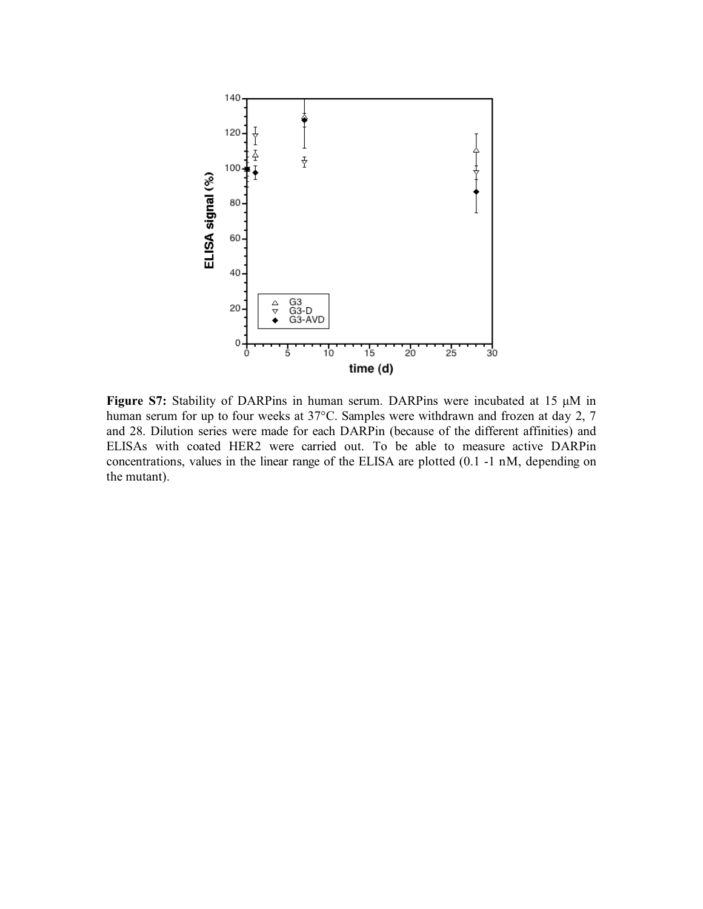**Figure S7:** Stability of DARPins in human serum. DARPins were incubated at 15 µM in human serum for up to four weeks at 37°C. Samples were withdrawn and frozen at day 2, 7 and 28. Dilution series were made for each DARPin (because of the different affinities) and ELISAs with coated HER2 were carried out. To be able to measure active DARPin concentrations, values in the linear range of the ELISA are plotted (0.1 -1 nM, depending on the mutant).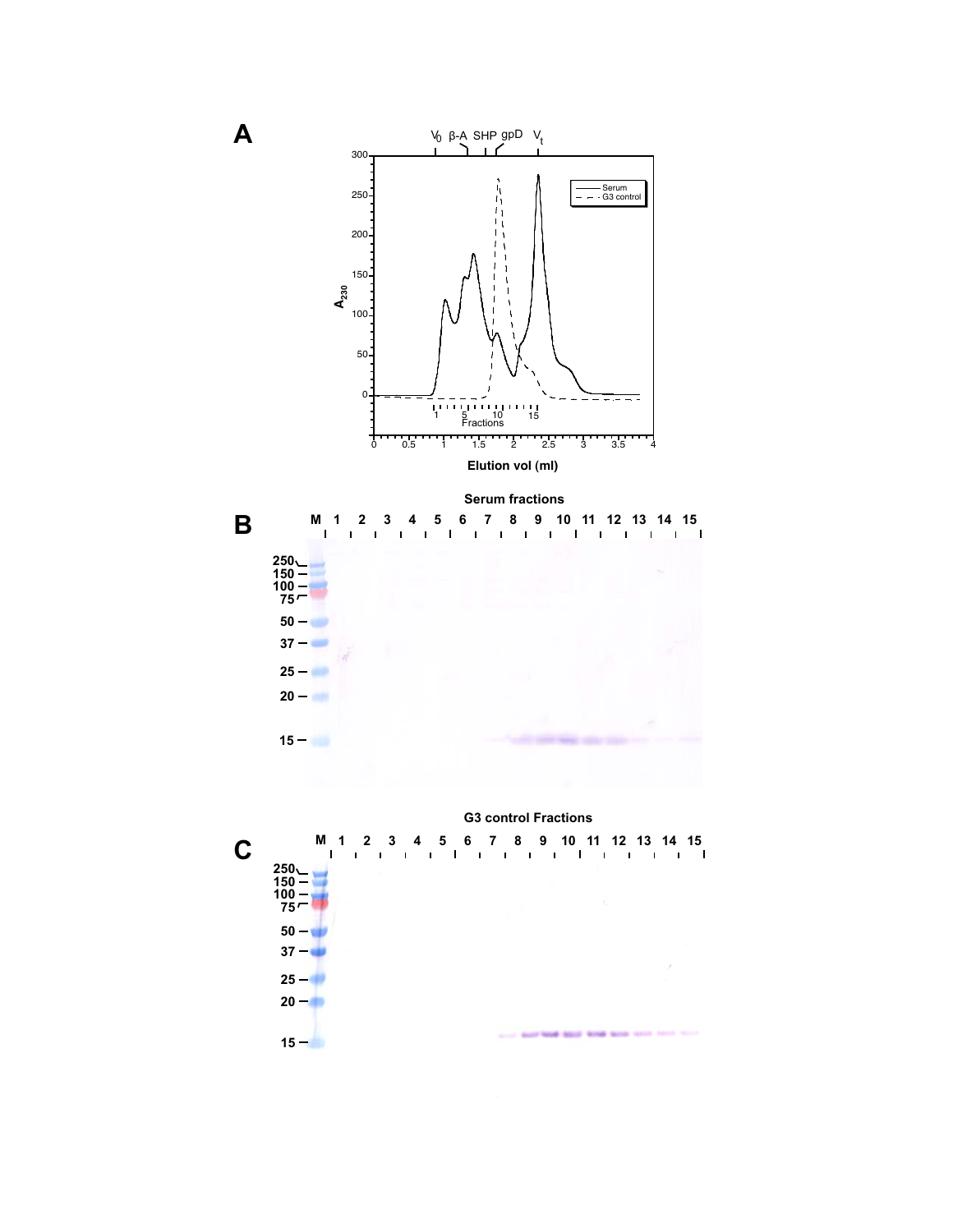**A**

$V_0$ β-A SHP gpD $V_t$

Serum
G3 control

$A_{230}$

Fractions

Elution vol (ml)

**B**

Serum fractions

M 1 2 3 4 5 6 7 8 9 10 11 12 13 14 15

250
150
100
75
50
37
25
20
15

**C**

G3 control Fractions

M 1 2 3 4 5 6 7 8 9 10 11 12 13 14 15

250
150
100
75
50
37
25
20
15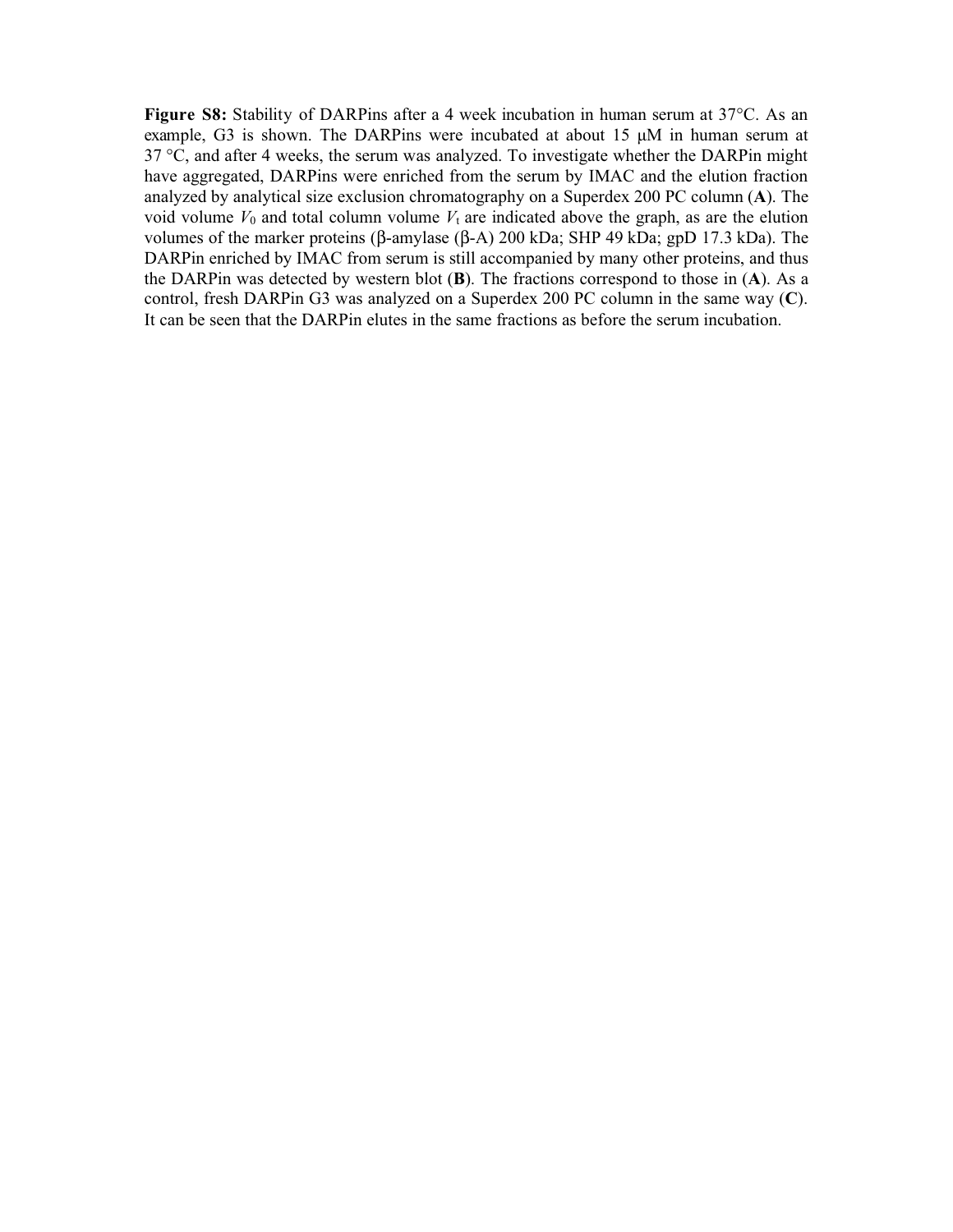**Figure S8:** Stability of DARPins after a 4 week incubation in human serum at 37°C. As an example, G3 is shown. The DARPins were incubated at about 15 µM in human serum at 37 °C, and after 4 weeks, the serum was analyzed. To investigate whether the DARPin might have aggregated, DARPins were enriched from the serum by IMAC and the elution fraction analyzed by analytical size exclusion chromatography on a Superdex 200 PC column (**A**). The void volume $V_0$ and total column volume $V_t$ are indicated above the graph, as are the elution volumes of the marker proteins (β-amylase (β-A) 200 kDa; SHP 49 kDa; gpD 17.3 kDa). The DARPin enriched by IMAC from serum is still accompanied by many other proteins, and thus the DARPin was detected by western blot (**B**). The fractions correspond to those in (**A**). As a control, fresh DARPin G3 was analyzed on a Superdex 200 PC column in the same way (**C**). It can be seen that the DARPin elutes in the same fractions as before the serum incubation.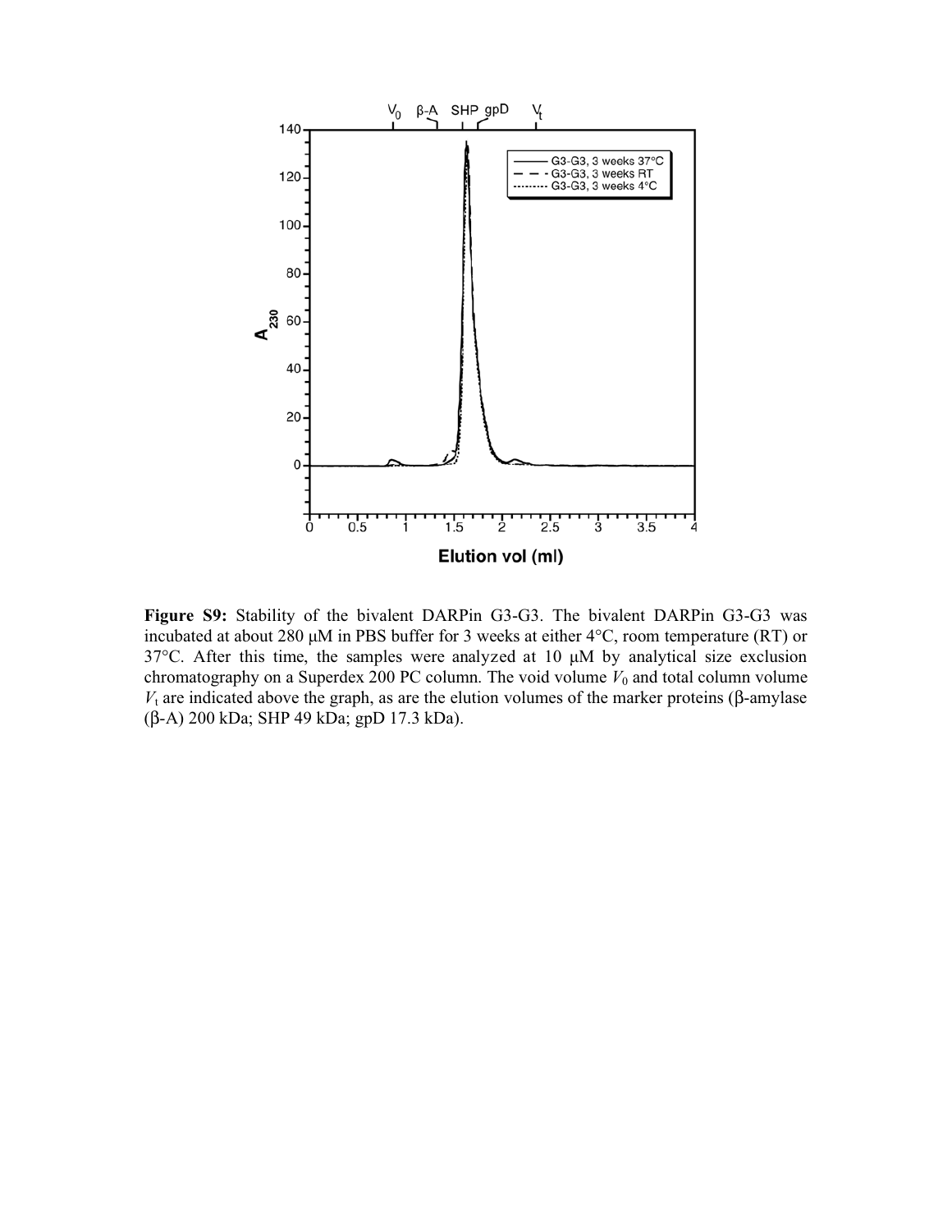**Figure S9:** Stability of the bivalent DARPin G3-G3. The bivalent DARPin G3-G3 was incubated at about 280 μM in PBS buffer for 3 weeks at either 4°C, room temperature (RT) or 37°C. After this time, the samples were analyzed at 10 μM by analytical size exclusion chromatography on a Superdex 200 PC column. The void volume $V_0$ and total column volume $V_t$ are indicated above the graph, as are the elution volumes of the marker proteins (β-amylase (β-A) 200 kDa; SHP 49 kDa; gpD 17.3 kDa).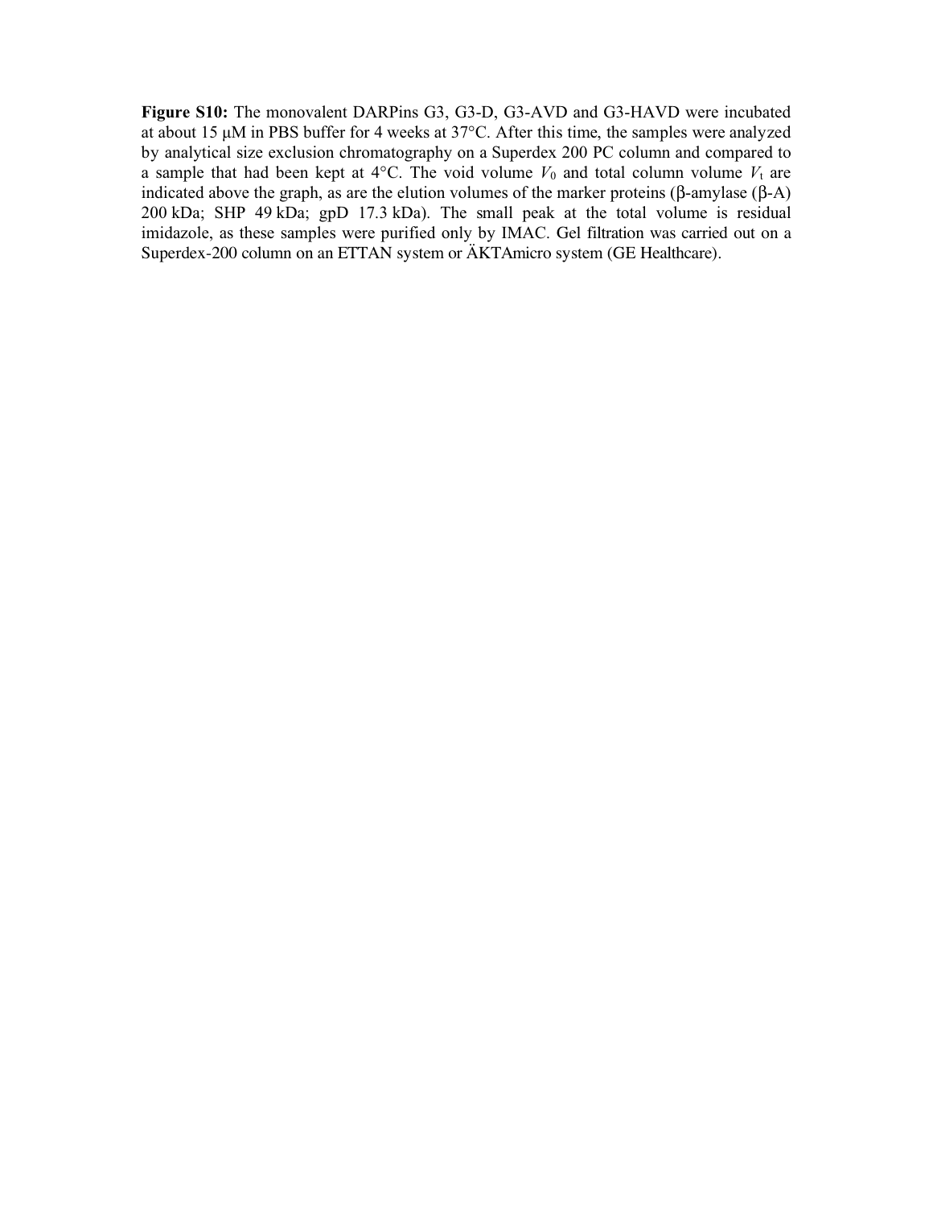**Figure S10:** The monovalent DARPins G3, G3-D, G3-AVD and G3-HAVD were incubated at about 15 µM in PBS buffer for 4 weeks at 37°C. After this time, the samples were analyzed by analytical size exclusion chromatography on a Superdex 200 PC column and compared to a sample that had been kept at 4°C. The void volume $V_0$ and total column volume $V_t$ are indicated above the graph, as are the elution volumes of the marker proteins (β-amylase (β-A) 200 kDa; SHP 49 kDa; gpD 17.3 kDa). The small peak at the total volume is residual imidazole, as these samples were purified only by IMAC. Gel filtration was carried out on a Superdex-200 column on an ETTAN system or ÄKTAmicro system (GE Healthcare).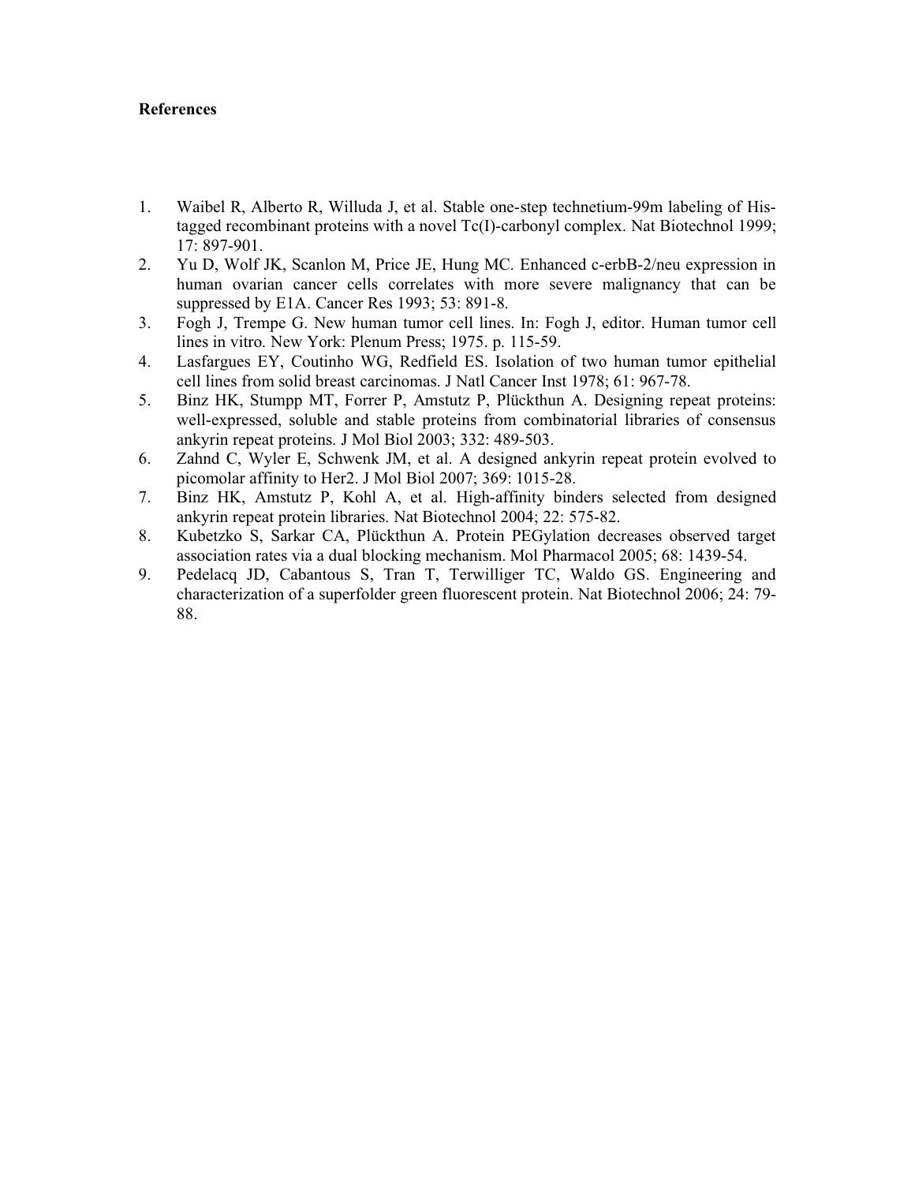**References**

1. Waibel R, Alberto R, Willuda J, et al. Stable one-step technetium-99m labeling of His-tagged recombinant proteins with a novel Tc(I)-carbonyl complex. Nat Biotechnol 1999; 17: 897-901.
2. Yu D, Wolf JK, Scanlon M, Price JE, Hung MC. Enhanced c-erbB-2/neu expression in human ovarian cancer cells correlates with more severe malignancy that can be suppressed by E1A. Cancer Res 1993; 53: 891-8.
3. Fogh J, Trempe G. New human tumor cell lines. In: Fogh J, editor. Human tumor cell lines in vitro. New York: Plenum Press; 1975. p. 115-59.
4. Lasfargues EY, Coutinho WG, Redfield ES. Isolation of two human tumor epithelial cell lines from solid breast carcinomas. J Natl Cancer Inst 1978; 61: 967-78.
5. Binz HK, Stumpp MT, Forrer P, Amstutz P, Plückthun A. Designing repeat proteins: well-expressed, soluble and stable proteins from combinatorial libraries of consensus ankyrin repeat proteins. J Mol Biol 2003; 332: 489-503.
6. Zahnd C, Wyler E, Schwenk JM, et al. A designed ankyrin repeat protein evolved to picomolar affinity to Her2. J Mol Biol 2007; 369: 1015-28.
7. Binz HK, Amstutz P, Kohl A, et al. High-affinity binders selected from designed ankyrin repeat protein libraries. Nat Biotechnol 2004; 22: 575-82.
8. Kubetzko S, Sarkar CA, Plückthun A. Protein PEGylation decreases observed target association rates via a dual blocking mechanism. Mol Pharmacol 2005; 68: 1439-54.
9. Pedelacq JD, Cabantous S, Tran T, Terwilliger TC, Waldo GS. Engineering and characterization of a superfolder green fluorescent protein. Nat Biotechnol 2006; 24: 79-88.